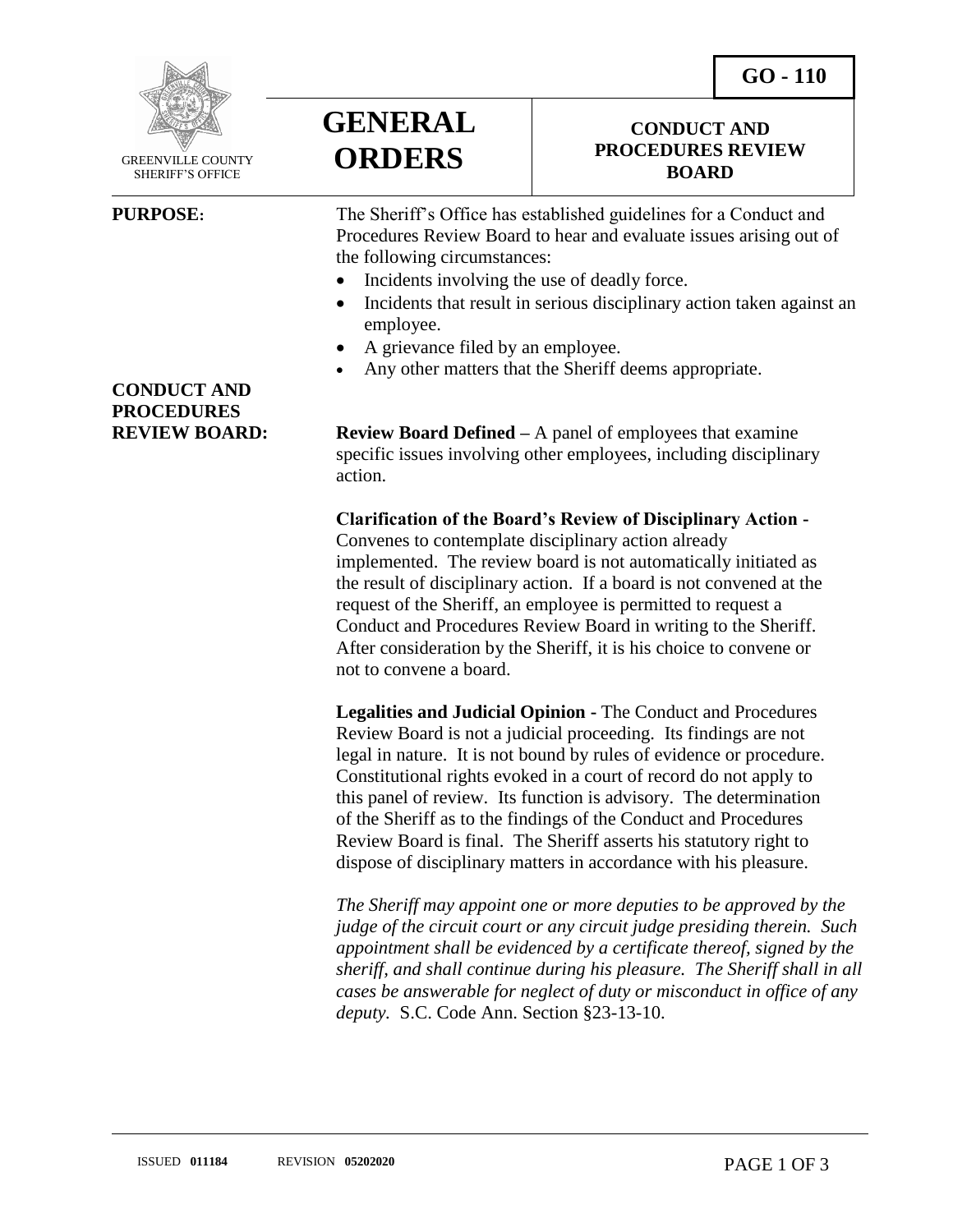GREENVILLE COUNTY SHERIFF'S OFFICE

# GENERAL ORDERS

**GO - 110**

## CONDUCT AND PROCEDURES REVIEW BOARD

**PURPOSE:**

The Sheriff's Office has established guidelines for a Conduct and Procedures Review Board to hear and evaluate issues arising out of the following circumstances:

- Incidents involving the use of deadly force.
- Incidents that result in serious disciplinary action taken against an employee.
- A grievance filed by an employee.
- Any other matters that the Sheriff deems appropriate.

**CONDUCT AND PROCEDURES REVIEW BOARD:**

**Review Board Defined –** A panel of employees that examine specific issues involving other employees, including disciplinary action.

**Clarification of the Board's Review of Disciplinary Action -** Convenes to contemplate disciplinary action already implemented. The review board is not automatically initiated as the result of disciplinary action. If a board is not convened at the request of the Sheriff, an employee is permitted to request a Conduct and Procedures Review Board in writing to the Sheriff. After consideration by the Sheriff, it is his choice to convene or not to convene a board.

**Legalities and Judicial Opinion -** The Conduct and Procedures Review Board is not a judicial proceeding. Its findings are not legal in nature. It is not bound by rules of evidence or procedure. Constitutional rights evoked in a court of record do not apply to this panel of review. Its function is advisory. The determination of the Sheriff as to the findings of the Conduct and Procedures Review Board is final. The Sheriff asserts his statutory right to dispose of disciplinary matters in accordance with his pleasure.

*The Sheriff may appoint one or more deputies to be approved by the judge of the circuit court or any circuit judge presiding therein. Such appointment shall be evidenced by a certificate thereof, signed by the sheriff, and shall continue during his pleasure. The Sheriff shall in all cases be answerable for neglect of duty or misconduct in office of any deputy.* S.C. Code Ann. Section §23-13-10.

ISSUED **011184** REVISION **05202020**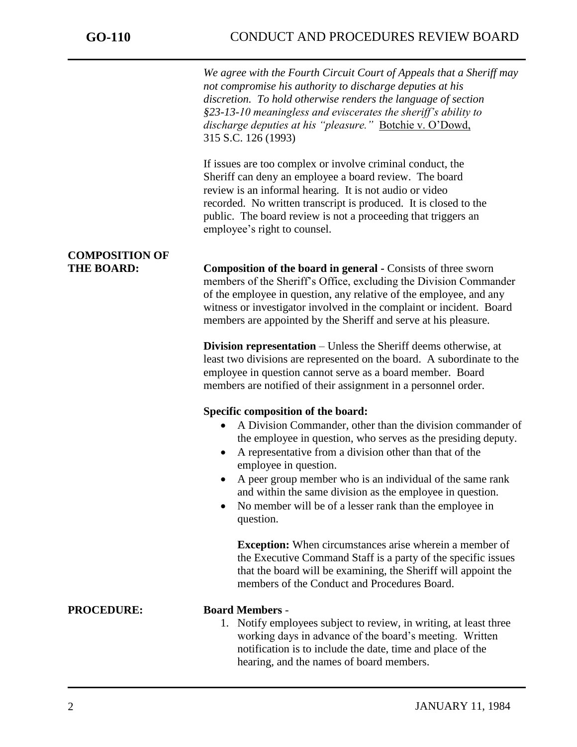*We agree with the Fourth Circuit Court of Appeals that a Sheriff may not compromise his authority to discharge deputies at his discretion. To hold otherwise renders the language of section §23-13-10 meaningless and eviscerates the sheriff's ability to discharge deputies at his "pleasure."* Botchie v. O'Dowd, 315 S.C. 126 (1993)

If issues are too complex or involve criminal conduct, the Sheriff can deny an employee a board review. The board review is an informal hearing. It is not audio or video recorded. No written transcript is produced. It is closed to the public. The board review is not a proceeding that triggers an employee's right to counsel.

## COMPOSITION OF THE BOARD:

**Composition of the board in general -** Consists of three sworn members of the Sheriff's Office, excluding the Division Commander of the employee in question, any relative of the employee, and any witness or investigator involved in the complaint or incident. Board members are appointed by the Sheriff and serve at his pleasure.

**Division representation** – Unless the Sheriff deems otherwise, at least two divisions are represented on the board. A subordinate to the employee in question cannot serve as a board member. Board members are notified of their assignment in a personnel order.

**Specific composition of the board:**

- A Division Commander, other than the division commander of the employee in question, who serves as the presiding deputy.
- A representative from a division other than that of the employee in question.
- A peer group member who is an individual of the same rank and within the same division as the employee in question.
- No member will be of a lesser rank than the employee in question.

  **Exception:** When circumstances arise wherein a member of the Executive Command Staff is a party of the specific issues that the board will be examining, the Sheriff will appoint the members of the Conduct and Procedures Board.

## PROCEDURE:

**Board Members** -

1. Notify employees subject to review, in writing, at least three working days in advance of the board's meeting. Written notification is to include the date, time and place of the hearing, and the names of board members.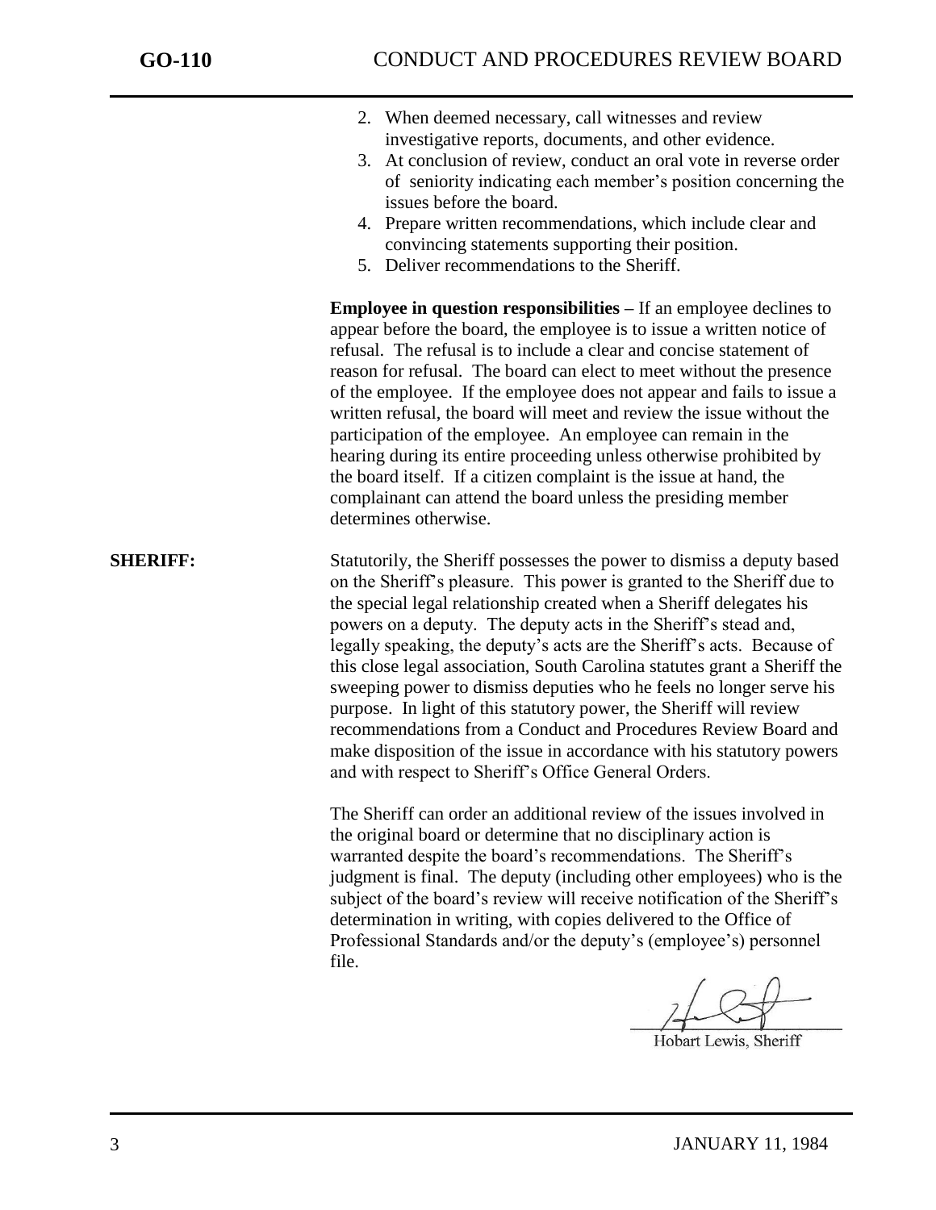2. When deemed necessary, call witnesses and review investigative reports, documents, and other evidence.
3. At conclusion of review, conduct an oral vote in reverse order of seniority indicating each member's position concerning the issues before the board.
4. Prepare written recommendations, which include clear and convincing statements supporting their position.
5. Deliver recommendations to the Sheriff.

**Employee in question responsibilities –** If an employee declines to appear before the board, the employee is to issue a written notice of refusal. The refusal is to include a clear and concise statement of reason for refusal. The board can elect to meet without the presence of the employee. If the employee does not appear and fails to issue a written refusal, the board will meet and review the issue without the participation of the employee. An employee can remain in the hearing during its entire proceeding unless otherwise prohibited by the board itself. If a citizen complaint is the issue at hand, the complainant can attend the board unless the presiding member determines otherwise.

**SHERIFF:**

Statutorily, the Sheriff possesses the power to dismiss a deputy based on the Sheriff's pleasure. This power is granted to the Sheriff due to the special legal relationship created when a Sheriff delegates his powers on a deputy. The deputy acts in the Sheriff's stead and, legally speaking, the deputy's acts are the Sheriff's acts. Because of this close legal association, South Carolina statutes grant a Sheriff the sweeping power to dismiss deputies who he feels no longer serve his purpose. In light of this statutory power, the Sheriff will review recommendations from a Conduct and Procedures Review Board and make disposition of the issue in accordance with his statutory powers and with respect to Sheriff's Office General Orders.

The Sheriff can order an additional review of the issues involved in the original board or determine that no disciplinary action is warranted despite the board's recommendations. The Sheriff's judgment is final. The deputy (including other employees) who is the subject of the board's review will receive notification of the Sheriff's determination in writing, with copies delivered to the Office of Professional Standards and/or the deputy's (employee's) personnel file.

Hobart Lewis, Sheriff